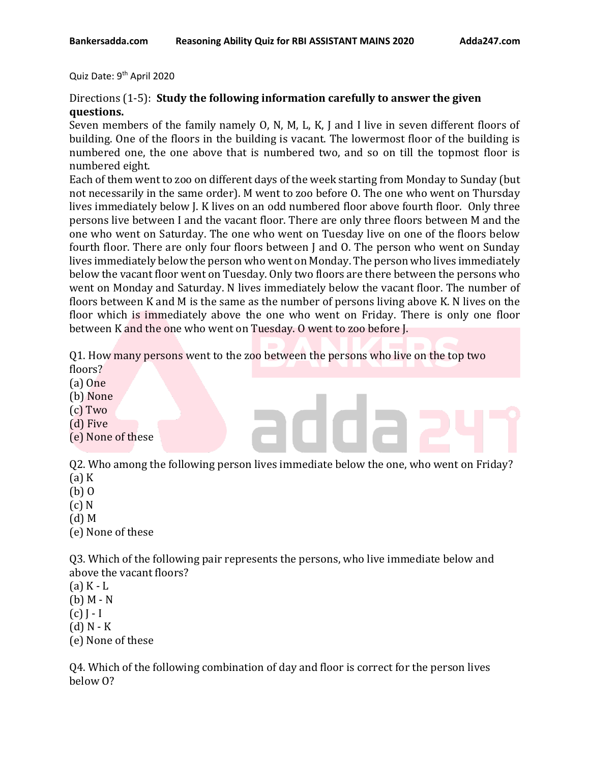Quiz Date: 9th April 2020

Directions (1-5): **Study the following information carefully to answer the given questions.**

Seven members of the family namely O, N, M, L, K, J and I live in seven different floors of building. One of the floors in the building is vacant. The lowermost floor of the building is numbered one, the one above that is numbered two, and so on till the topmost floor is numbered eight.

Each of them went to zoo on different days of the week starting from Monday to Sunday (but not necessarily in the same order). M went to zoo before O. The one who went on Thursday lives immediately below J. K lives on an odd numbered floor above fourth floor. Only three persons live between I and the vacant floor. There are only three floors between M and the one who went on Saturday. The one who went on Tuesday live on one of the floors below fourth floor. There are only four floors between J and O. The person who went on Sunday lives immediately below the person who went on Monday. The person who lives immediately below the vacant floor went on Tuesday. Only two floors are there between the persons who went on Monday and Saturday. N lives immediately below the vacant floor. The number of floors between K and M is the same as the number of persons living above K. N lives on the floor which is immediately above the one who went on Friday. There is only one floor between K and the one who went on Tuesday. O went to zoo before J.

Q1. How many persons went to the zoo between the persons who live on the top two floors?

(a) One
(b) None
(c) Two
(d) Five
(e) None of these

Q2. Who among the following person lives immediate below the one, who went on Friday?

(a) K
(b) O
(c) N
(d) M
(e) None of these

Q3. Which of the following pair represents the persons, who live immediate below and above the vacant floors?

(a) K - L
(b) M - N
(c) J - I
(d) N - K
(e) None of these

Q4. Which of the following combination of day and floor is correct for the person lives below O?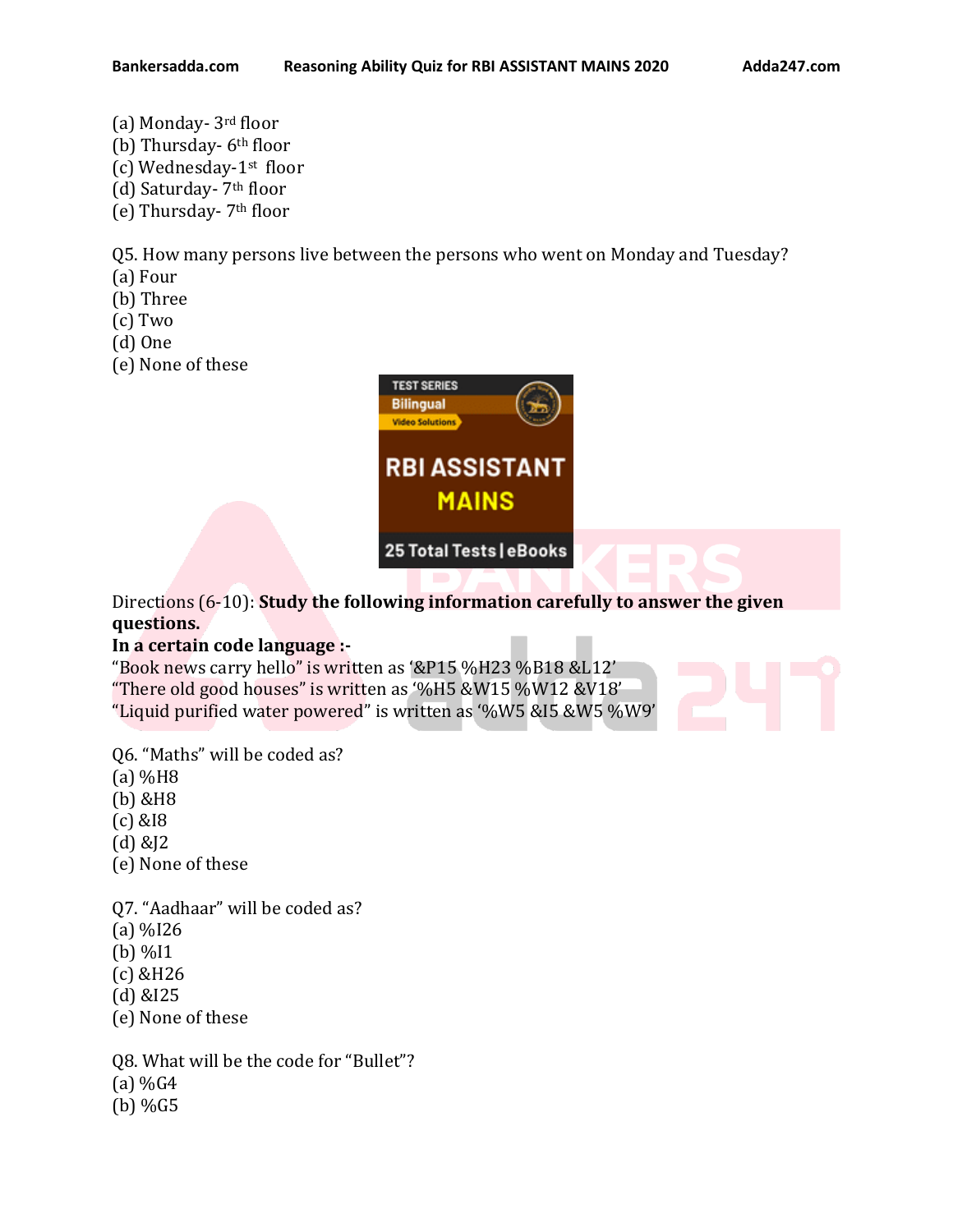(a) Monday- 3rd floor
(b) Thursday- 6th floor
(c) Wednesday-1st floor
(d) Saturday- 7th floor
(e) Thursday- 7th floor

Q5. How many persons live between the persons who went on Monday and Tuesday?
(a) Four
(b) Three
(c) Two
(d) One
(e) None of these

Directions (6-10): **Study the following information carefully to answer the given questions.**

**In a certain code language :-**

"Book news carry hello" is written as '&P15 %H23 %B18 &L12'
"There old good houses" is written as '%H5 &W15 %W12 &V18'
"Liquid purified water powered" is written as '%W5 &I5 &W5 %W9'

Q6. "Maths" will be coded as?
(a) %H8
(b) &H8
(c) &I8
(d) &J2
(e) None of these

Q7. "Aadhaar" will be coded as?
(a) %I26
(b) %I1
(c) &H26
(d) &I25
(e) None of these

Q8. What will be the code for "Bullet"?
(a) %G4
(b) %G5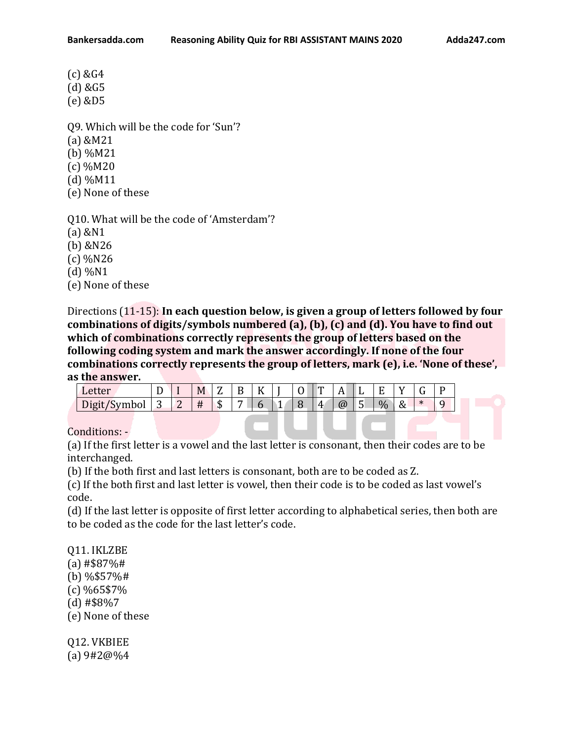(c) &G4
(d) &G5
(e) &D5

Q9. Which will be the code for 'Sun'?
(a) &M21
(b) %M21
(c) %M20
(d) %M11
(e) None of these

Q10. What will be the code of 'Amsterdam'?
(a) &N1
(b) &N26
(c) %N26
(d) %N1
(e) None of these

Directions (11-15): **In each question below, is given a group of letters followed by four combinations of digits/symbols numbered (a), (b), (c) and (d). You have to find out which of combinations correctly represents the group of letters based on the following coding system and mark the answer accordingly. If none of the four combinations correctly represents the group of letters, mark (e), i.e. 'None of these', as the answer.**

| Letter | D | I | M | Z | B | K | J | O | T | A | L | E | Y | G | P |
|---|---|---|---|---|---|---|---|---|---|---|---|---|---|---|---|
| Digit/Symbol | 3 | 2 | # | $ | 7 | 6 | 1 | 8 | 4 | @ | 5 | % | & | * | 9 |

Conditions: -
(a) If the first letter is a vowel and the last letter is consonant, then their codes are to be interchanged.
(b) If the both first and last letters is consonant, both are to be coded as Z.
(c) If the both first and last letter is vowel, then their code is to be coded as last vowel's code.
(d) If the last letter is opposite of first letter according to alphabetical series, then both are to be coded as the code for the last letter's code.

Q11. IKLZBE
(a) #$87%#
(b) %$57%#
(c) %65$7%
(d) #$8%7
(e) None of these

Q12. VKBIEE
(a) 9#2@%4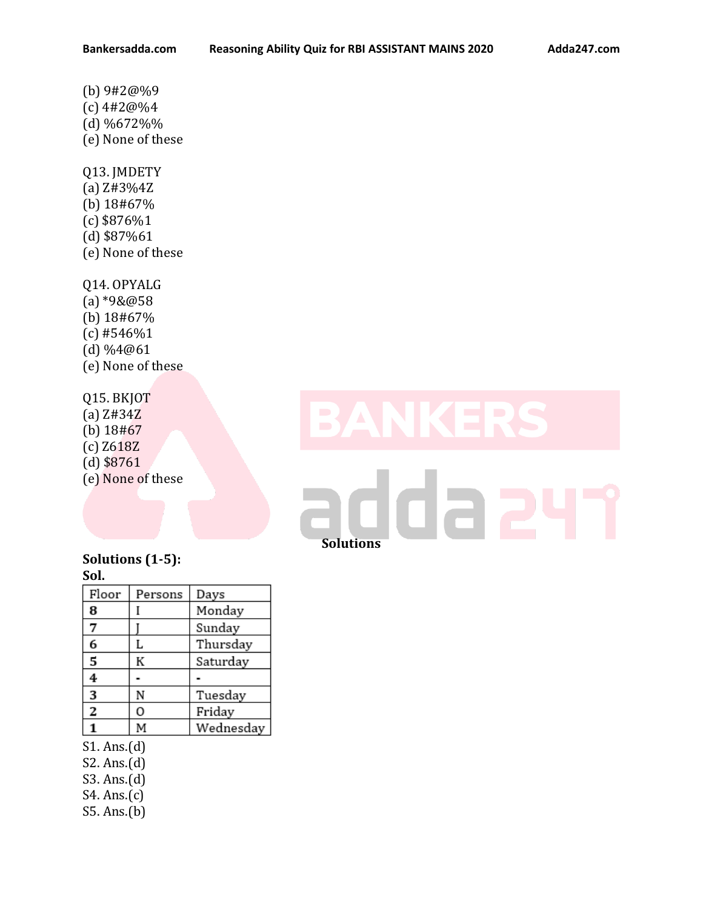(b) 9#2@%9
(c) 4#2@%4
(d) %672%%
(e) None of these

Q13. JMDETY
(a) Z#3%4Z
(b) 18#67%
(c) $876%1
(d) $87%61
(e) None of these

Q14. OPYALG
(a) *9&@58
(b) 18#67%
(c) #546%1
(d) %4@61
(e) None of these

Q15. BKJOT
(a) Z#34Z
(b) 18#67
(c) Z618Z
(d) $8761
(e) None of these

## Solutions

**Solutions (1-5):**

**Sol.**

| Floor | Persons | Days |
|---|---|---|
| **8** | I | Monday |
| **7** | J | Sunday |
| **6** | L | Thursday |
| **5** | K | Saturday |
| **4** | - | - |
| **3** | N | Tuesday |
| **2** | O | Friday |
| **1** | M | Wednesday |

S1. Ans.(d)
S2. Ans.(d)
S3. Ans.(d)
S4. Ans.(c)
S5. Ans.(b)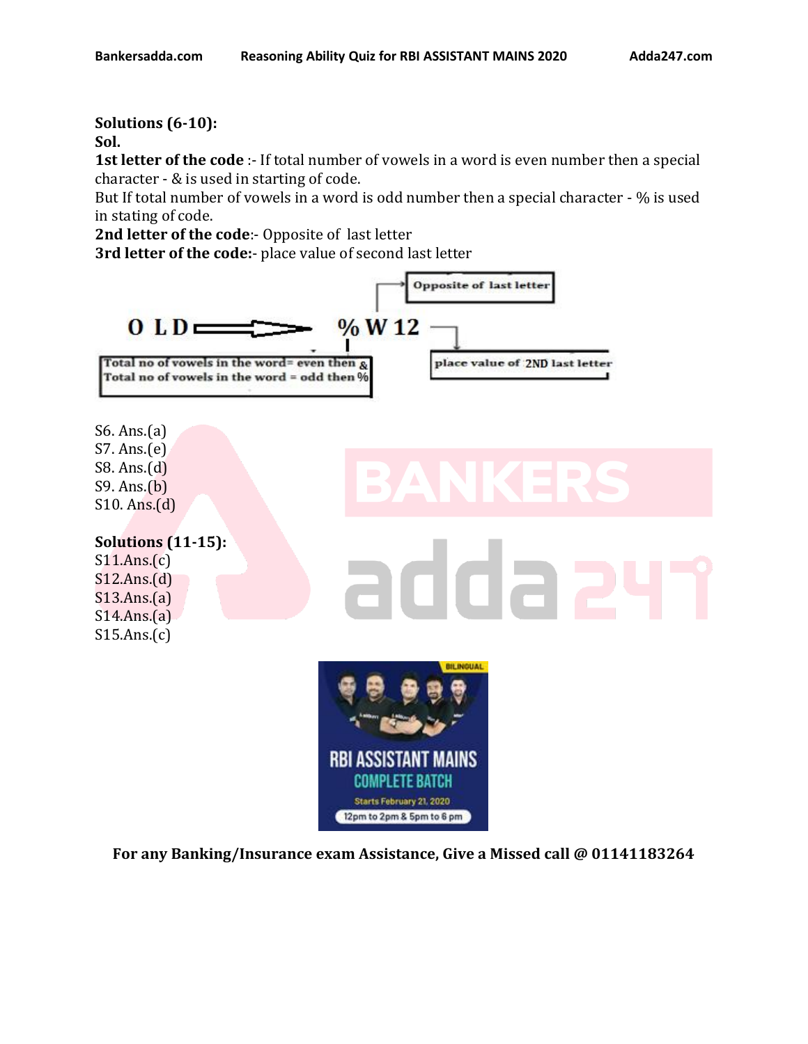**Solutions (6-10):**

**Sol.**

**1st letter of the code** :- If total number of vowels in a word is even number then a special character - & is used in starting of code.

But If total number of vowels in a word is odd number then a special character - % is used in stating of code.

**2nd letter of the code**:- Opposite of last letter

**3rd letter of the code:-** place value of second last letter

O L D ⟹ % W 12

Opposite of last letter

Total no of vowels in the word= even then &

Total no of vowels in the word = odd then %

place value of 2ND last letter

S6. Ans.(a)
S7. Ans.(e)
S8. Ans.(d)
S9. Ans.(b)
S10. Ans.(d)

**Solutions (11-15):**

S11.Ans.(c)
S12.Ans.(d)
S13.Ans.(a)
S14.Ans.(a)
S15.Ans.(c)

RBI ASSISTANT MAINS COMPLETE BATCH

BILINGUAL

Starts February 21, 2020

12pm to 2pm & 5pm to 6 pm

**For any Banking/Insurance exam Assistance, Give a Missed call @ 01141183264**